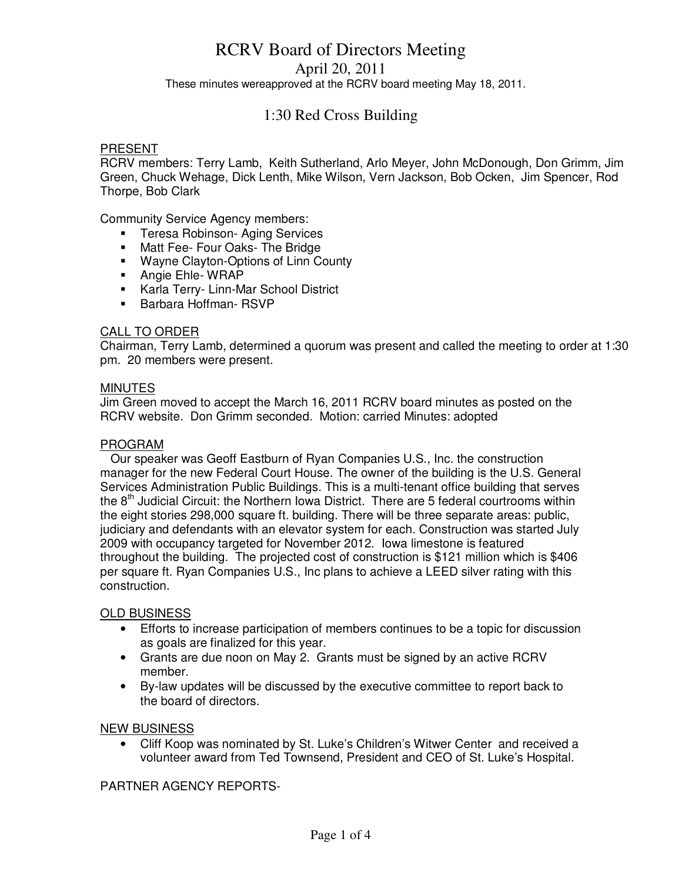# RCRV Board of Directors Meeting

## April 20, 2011

These minutes wereapproved at the RCRV board meeting May 18, 2011.

## 1:30 Red Cross Building

PRESENT

RCRV members: Terry Lamb, Keith Sutherland, Arlo Meyer, John McDonough, Don Grimm, Jim Green, Chuck Wehage, Dick Lenth, Mike Wilson, Vern Jackson, Bob Ocken, Jim Spencer, Rod Thorpe, Bob Clark

Community Service Agency members:

- Teresa Robinson- Aging Services
- Matt Fee- Four Oaks- The Bridge
- Wayne Clayton-Options of Linn County
- Angie Ehle- WRAP
- Karla Terry- Linn-Mar School District
- Barbara Hoffman- RSVP

CALL TO ORDER

Chairman, Terry Lamb, determined a quorum was present and called the meeting to order at 1:30 pm. 20 members were present.

MINUTES

Jim Green moved to accept the March 16, 2011 RCRV board minutes as posted on the RCRV website. Don Grimm seconded. Motion: carried Minutes: adopted

PROGRAM

Our speaker was Geoff Eastburn of Ryan Companies U.S., Inc. the construction manager for the new Federal Court House. The owner of the building is the U.S. General Services Administration Public Buildings. This is a multi-tenant office building that serves the 8th Judicial Circuit: the Northern Iowa District. There are 5 federal courtrooms within the eight stories 298,000 square ft. building. There will be three separate areas: public, judiciary and defendants with an elevator system for each. Construction was started July 2009 with occupancy targeted for November 2012. Iowa limestone is featured throughout the building. The projected cost of construction is $121 million which is $406 per square ft. Ryan Companies U.S., Inc plans to achieve a LEED silver rating with this construction.

OLD BUSINESS

- Efforts to increase participation of members continues to be a topic for discussion as goals are finalized for this year.
- Grants are due noon on May 2. Grants must be signed by an active RCRV member.
- By-law updates will be discussed by the executive committee to report back to the board of directors.

NEW BUSINESS

- Cliff Koop was nominated by St. Luke's Children's Witwer Center and received a volunteer award from Ted Townsend, President and CEO of St. Luke's Hospital.

PARTNER AGENCY REPORTS-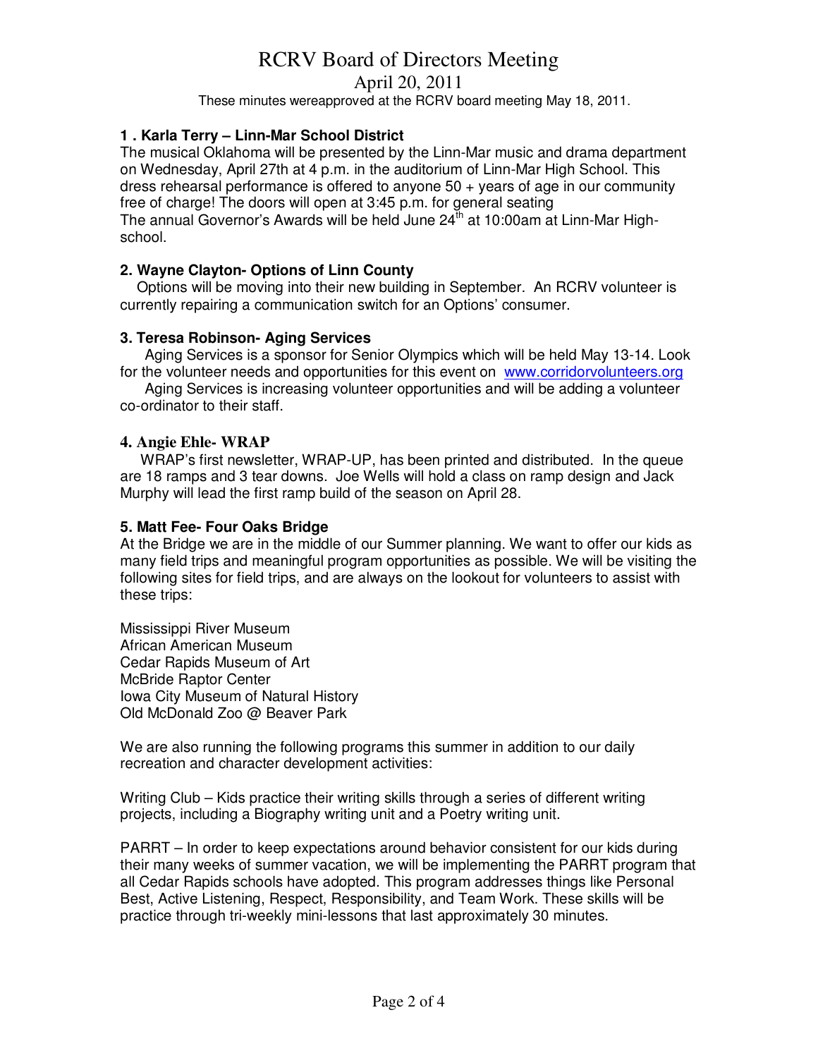# RCRV Board of Directors Meeting

## April 20, 2011

These minutes wereapproved at the RCRV board meeting May 18, 2011.

### 1 . Karla Terry – Linn-Mar School District

The musical Oklahoma will be presented by the Linn-Mar music and drama department on Wednesday, April 27th at 4 p.m. in the auditorium of Linn-Mar High School. This dress rehearsal performance is offered to anyone 50 + years of age in our community free of charge! The doors will open at 3:45 p.m. for general seating

The annual Governor's Awards will be held June 24th at 10:00am at Linn-Mar High-school.

### 2. Wayne Clayton- Options of Linn County

Options will be moving into their new building in September. An RCRV volunteer is currently repairing a communication switch for an Options' consumer.

### 3. Teresa Robinson- Aging Services

Aging Services is a sponsor for Senior Olympics which will be held May 13-14. Look for the volunteer needs and opportunities for this event on www.corridorvolunteers.org

Aging Services is increasing volunteer opportunities and will be adding a volunteer co-ordinator to their staff.

### 4. Angie Ehle- WRAP

WRAP's first newsletter, WRAP-UP, has been printed and distributed. In the queue are 18 ramps and 3 tear downs. Joe Wells will hold a class on ramp design and Jack Murphy will lead the first ramp build of the season on April 28.

### 5. Matt Fee- Four Oaks Bridge

At the Bridge we are in the middle of our Summer planning. We want to offer our kids as many field trips and meaningful program opportunities as possible. We will be visiting the following sites for field trips, and are always on the lookout for volunteers to assist with these trips:

Mississippi River Museum
African American Museum
Cedar Rapids Museum of Art
McBride Raptor Center
Iowa City Museum of Natural History
Old McDonald Zoo @ Beaver Park

We are also running the following programs this summer in addition to our daily recreation and character development activities:

Writing Club – Kids practice their writing skills through a series of different writing projects, including a Biography writing unit and a Poetry writing unit.

PARRT – In order to keep expectations around behavior consistent for our kids during their many weeks of summer vacation, we will be implementing the PARRT program that all Cedar Rapids schools have adopted. This program addresses things like Personal Best, Active Listening, Respect, Responsibility, and Team Work. These skills will be practice through tri-weekly mini-lessons that last approximately 30 minutes.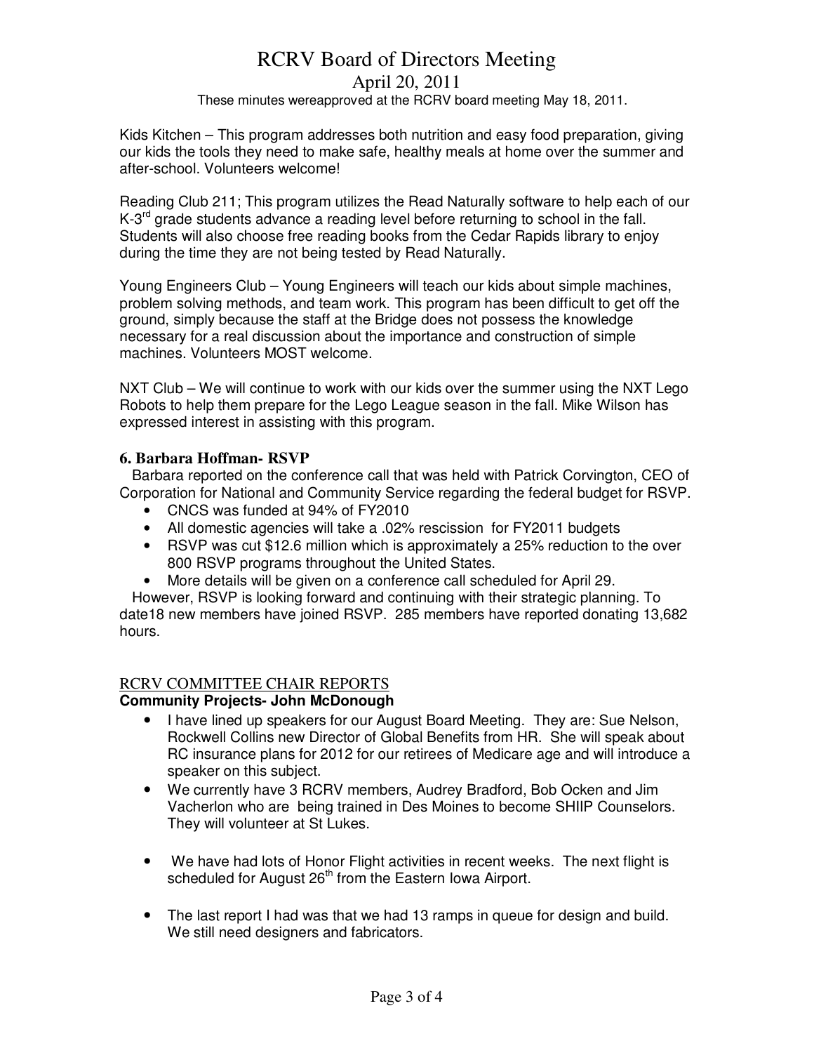Kids Kitchen – This program addresses both nutrition and easy food preparation, giving our kids the tools they need to make safe, healthy meals at home over the summer and after-school. Volunteers welcome!

Reading Club 211; This program utilizes the Read Naturally software to help each of our K-3rd grade students advance a reading level before returning to school in the fall. Students will also choose free reading books from the Cedar Rapids library to enjoy during the time they are not being tested by Read Naturally.

Young Engineers Club – Young Engineers will teach our kids about simple machines, problem solving methods, and team work. This program has been difficult to get off the ground, simply because the staff at the Bridge does not possess the knowledge necessary for a real discussion about the importance and construction of simple machines. Volunteers MOST welcome.

NXT Club – We will continue to work with our kids over the summer using the NXT Lego Robots to help them prepare for the Lego League season in the fall. Mike Wilson has expressed interest in assisting with this program.

### 6. Barbara Hoffman- RSVP

Barbara reported on the conference call that was held with Patrick Corvington, CEO of Corporation for National and Community Service regarding the federal budget for RSVP.

- CNCS was funded at 94% of FY2010
- All domestic agencies will take a .02% rescission for FY2011 budgets
- RSVP was cut $12.6 million which is approximately a 25% reduction to the over 800 RSVP programs throughout the United States.
- More details will be given on a conference call scheduled for April 29.

However, RSVP is looking forward and continuing with their strategic planning. To date18 new members have joined RSVP. 285 members have reported donating 13,682 hours.

## RCRV COMMITTEE CHAIR REPORTS

**Community Projects- John McDonough**

- I have lined up speakers for our August Board Meeting. They are: Sue Nelson, Rockwell Collins new Director of Global Benefits from HR. She will speak about RC insurance plans for 2012 for our retirees of Medicare age and will introduce a speaker on this subject.
- We currently have 3 RCRV members, Audrey Bradford, Bob Ocken and Jim Vacherlon who are being trained in Des Moines to become SHIIP Counselors. They will volunteer at St Lukes.
- We have had lots of Honor Flight activities in recent weeks. The next flight is scheduled for August 26th from the Eastern Iowa Airport.
- The last report I had was that we had 13 ramps in queue for design and build. We still need designers and fabricators.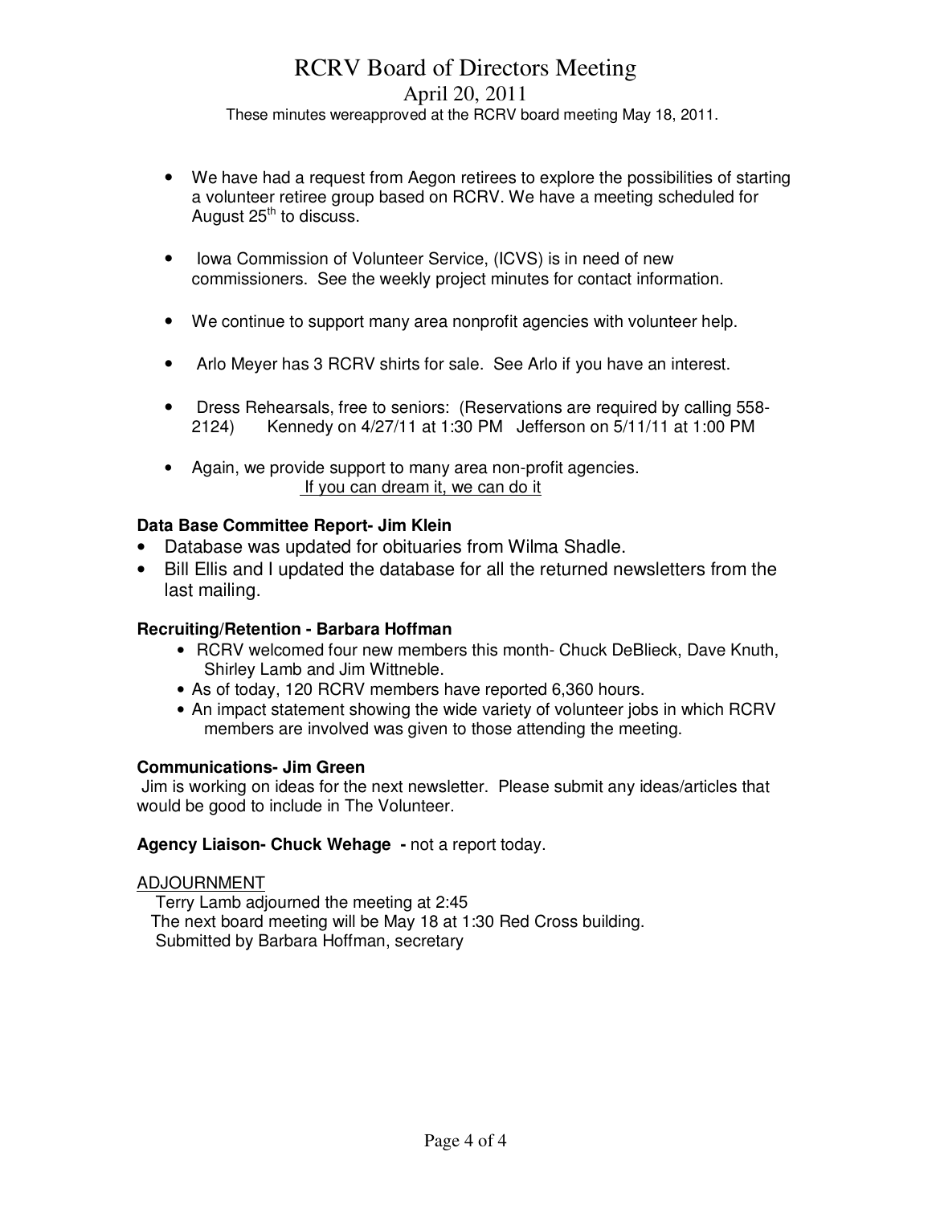# RCRV Board of Directors Meeting

April 20, 2011

These minutes wereapproved at the RCRV board meeting May 18, 2011.

- We have had a request from Aegon retirees to explore the possibilities of starting a volunteer retiree group based on RCRV. We have a meeting scheduled for August 25th to discuss.
- Iowa Commission of Volunteer Service, (ICVS) is in need of new commissioners. See the weekly project minutes for contact information.
- We continue to support many area nonprofit agencies with volunteer help.
- Arlo Meyer has 3 RCRV shirts for sale. See Arlo if you have an interest.
- Dress Rehearsals, free to seniors: (Reservations are required by calling 558-2124) Kennedy on 4/27/11 at 1:30 PM Jefferson on 5/11/11 at 1:00 PM
- Again, we provide support to many area non-profit agencies.

  If you can dream it, we can do it

**Data Base Committee Report- Jim Klein**

- Database was updated for obituaries from Wilma Shadle.
- Bill Ellis and I updated the database for all the returned newsletters from the last mailing.

**Recruiting/Retention - Barbara Hoffman**

- RCRV welcomed four new members this month- Chuck DeBlieck, Dave Knuth, Shirley Lamb and Jim Wittneble.
- As of today, 120 RCRV members have reported 6,360 hours.
- An impact statement showing the wide variety of volunteer jobs in which RCRV members are involved was given to those attending the meeting.

**Communications- Jim Green**

Jim is working on ideas for the next newsletter. Please submit any ideas/articles that would be good to include in The Volunteer.

**Agency Liaison- Chuck Wehage -** not a report today.

ADJOURNMENT

Terry Lamb adjourned the meeting at 2:45

The next board meeting will be May 18 at 1:30 Red Cross building.

Submitted by Barbara Hoffman, secretary